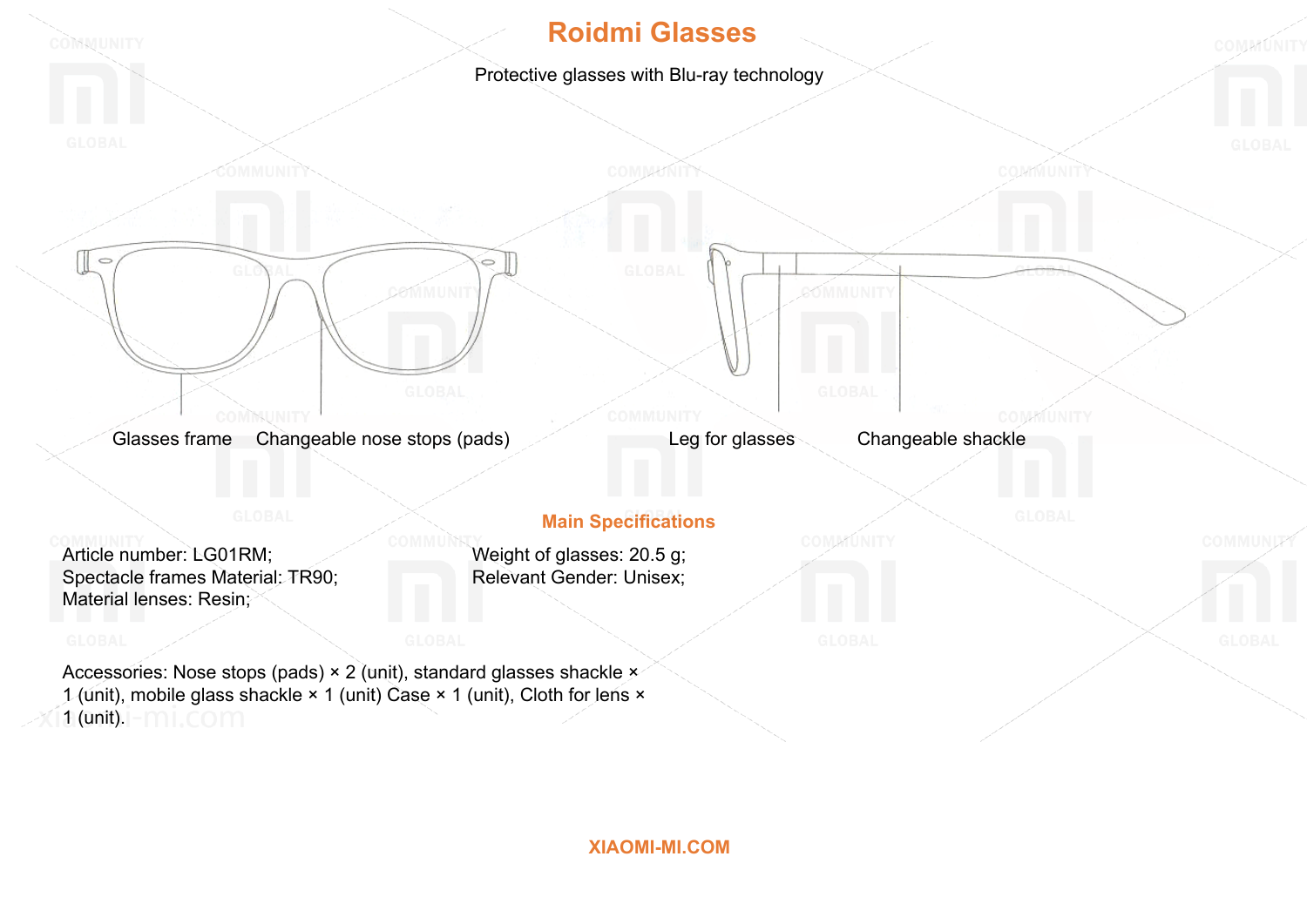# Roidmi Glasses

Protective glasses with Blu-ray technology

Glasses frame Changeable nose stops (pads)

Leg for glasses Changeable shackle

## Main Specifications

Article number: LG01RM;
Spectacle frames Material: TR90;
Material lenses: Resin;

Weight of glasses: 20.5 g;
Relevant Gender: Unisex;

Accessories: Nose stops (pads) × 2 (unit), standard glasses shackle × 1 (unit), mobile glass shackle × 1 (unit) Case × 1 (unit), Cloth for lens × 1 (unit).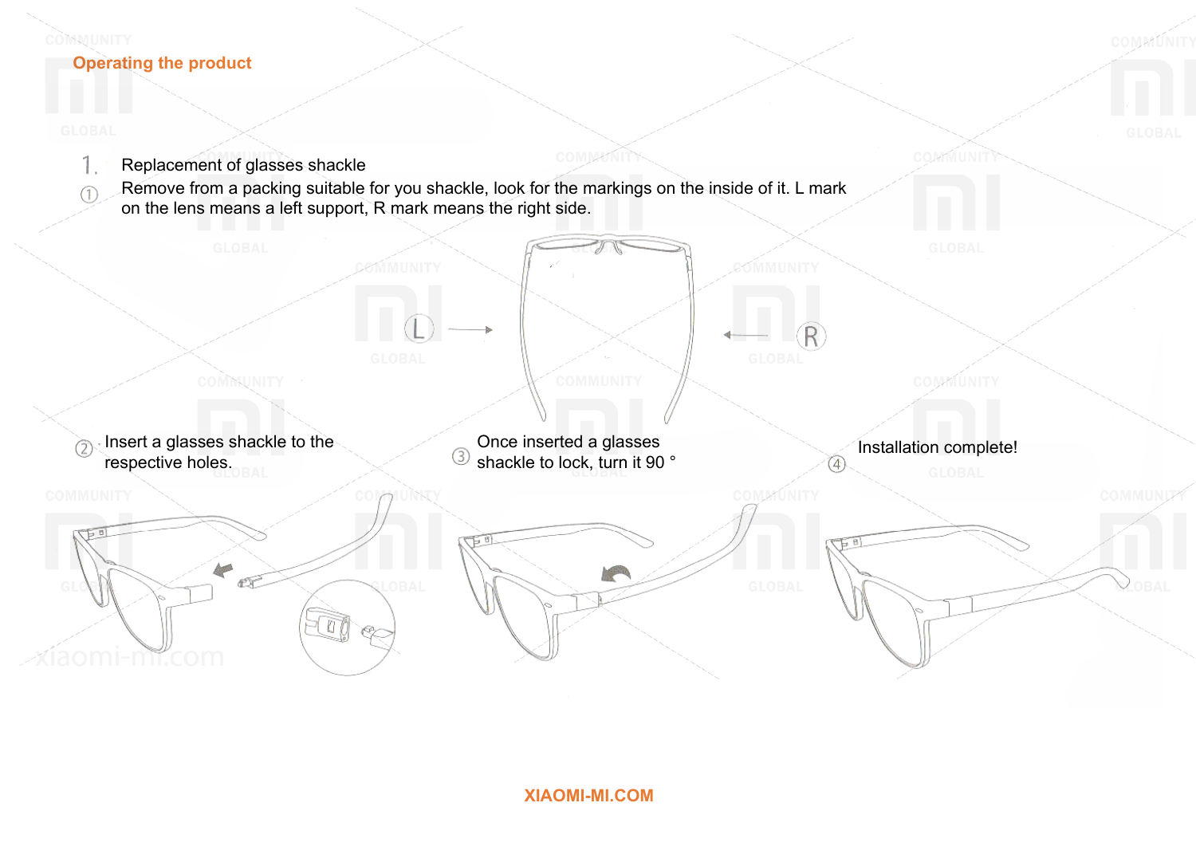## Operating the product

1. Replacement of glasses shackle

① Remove from a packing suitable for you shackle, look for the markings on the inside of it. L mark on the lens means a left support, R mark means the right side.

L R

② Insert a glasses shackle to the respective holes.

③ Once inserted a glasses shackle to lock, turn it 90 °

④ Installation complete!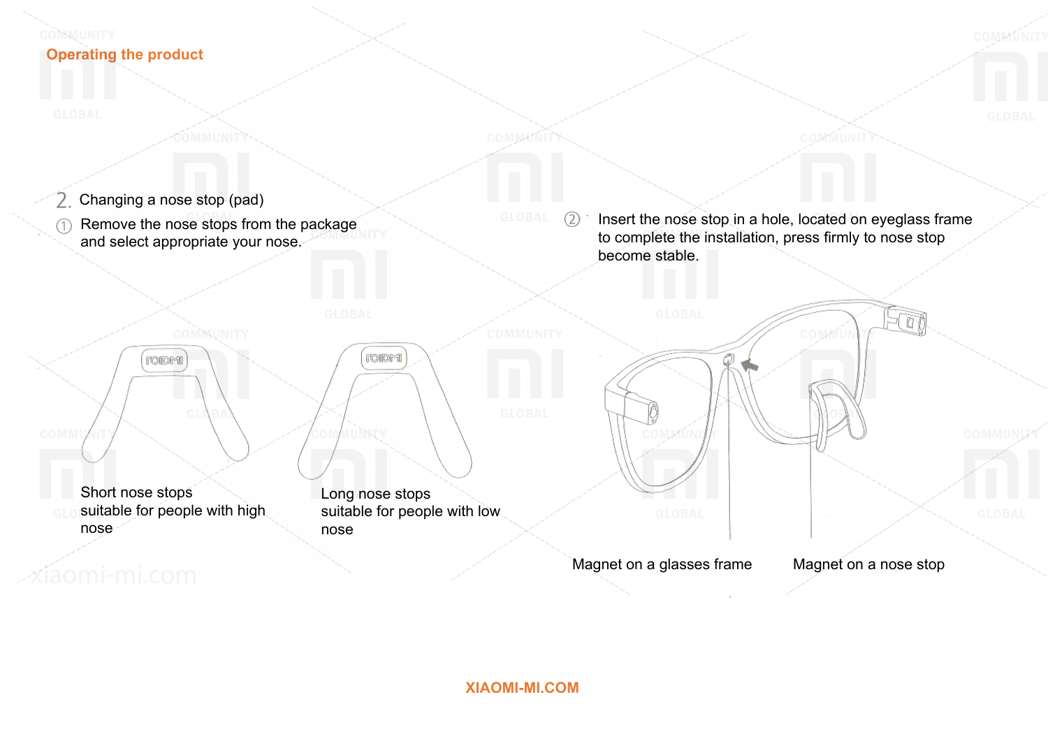## Operating the product

2. Changing a nose stop (pad)

① Remove the nose stops from the package and select appropriate your nose.

Short nose stops suitable for people with high nose

Long nose stops suitable for people with low nose

② Insert the nose stop in a hole, located on eyeglass frame to complete the installation, press firmly to nose stop become stable.

Magnet on a glasses frame

Magnet on a nose stop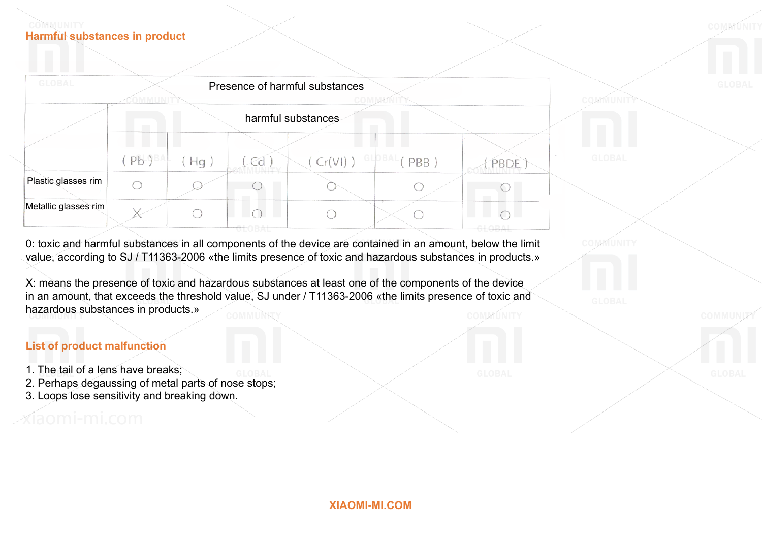## Harmful substances in product

| Presence of harmful substances | | | | | | |
|---|---|---|---|---|---|---|
| | harmful substances | | | | | |
| | ( Pb ) | ( Hg ) | ( Cd ) | ( Cr(VI) ) | ( PBB ) | ( PBDE ) |
| Plastic glasses rim | O | O | O | O | O | O |
| Metallic glasses rim | X | O | O | O | O | O |

0: toxic and harmful substances in all components of the device are contained in an amount, below the limit value, according to SJ / T11363-2006 «the limits presence of toxic and hazardous substances in products.»

X: means the presence of toxic and hazardous substances at least one of the components of the device in an amount, that exceeds the threshold value, SJ under / T11363-2006 «the limits presence of toxic and hazardous substances in products.»

## List of product malfunction

1. The tail of a lens have breaks;
2. Perhaps degaussing of metal parts of nose stops;
3. Loops lose sensitivity and breaking down.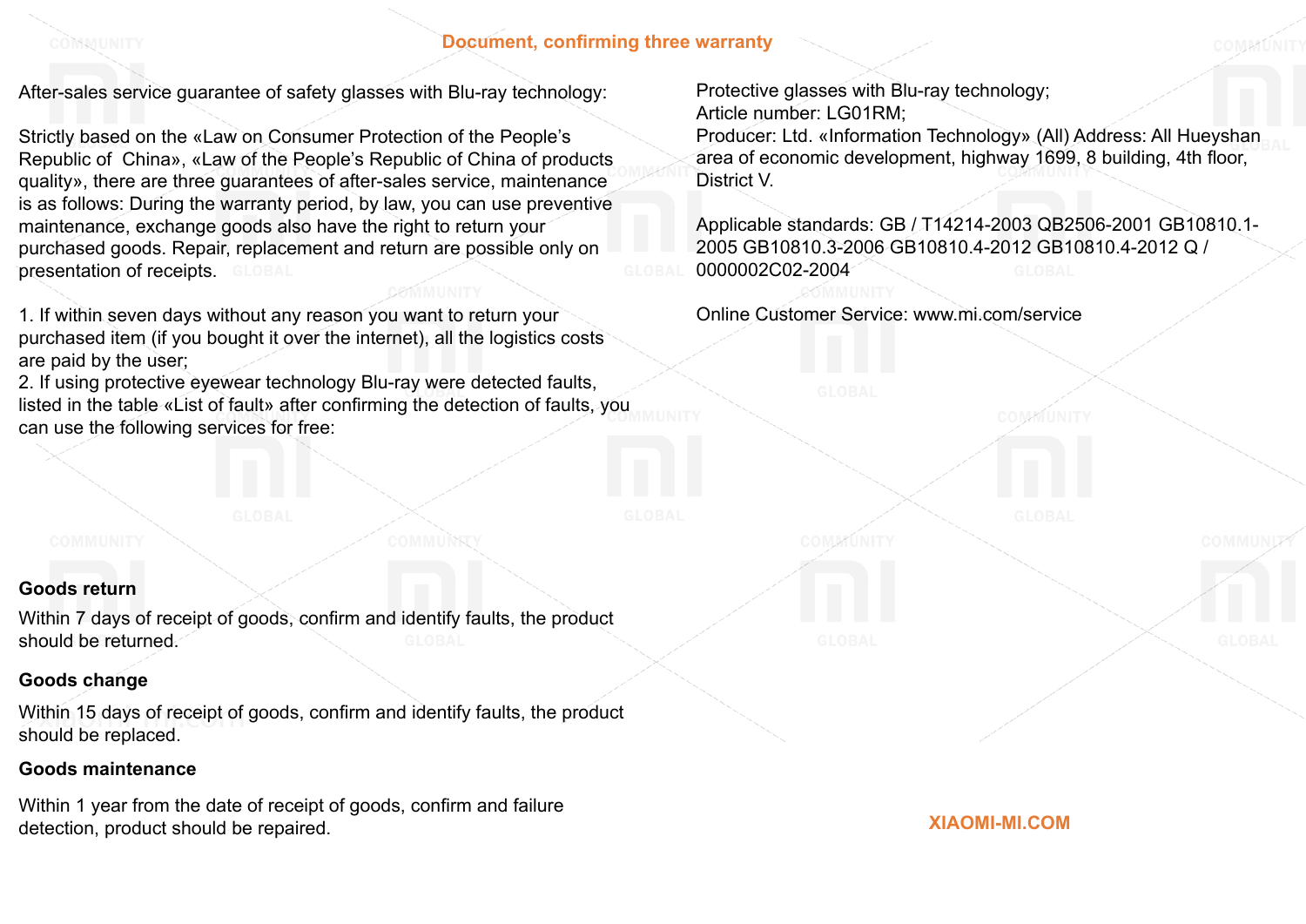## Document, confirming three warranty

After-sales service guarantee of safety glasses with Blu-ray technology:

Strictly based on the «Law on Consumer Protection of the People's Republic of China», «Law of the People's Republic of China of products quality», there are three guarantees of after-sales service, maintenance is as follows: During the warranty period, by law, you can use preventive maintenance, exchange goods also have the right to return your purchased goods. Repair, replacement and return are possible only on presentation of receipts.

1. If within seven days without any reason you want to return your purchased item (if you bought it over the internet), all the logistics costs are paid by the user;
2. If using protective eyewear technology Blu-ray were detected faults, listed in the table «List of fault» after confirming the detection of faults, you can use the following services for free:

**Goods return**

Within 7 days of receipt of goods, confirm and identify faults, the product should be returned.

**Goods change**

Within 15 days of receipt of goods, confirm and identify faults, the product should be replaced.

**Goods maintenance**

Within 1 year from the date of receipt of goods, confirm and failure detection, product should be repaired.

Protective glasses with Blu-ray technology;
Article number: LG01RM;
Producer: Ltd. «Information Technology» (All) Address: All Hueyshan area of economic development, highway 1699, 8 building, 4th floor, District V.

Applicable standards: GB / T14214-2003 QB2506-2001 GB10810.1-2005 GB10810.3-2006 GB10810.4-2012 GB10810.4-2012 Q / 0000002C02-2004

Online Customer Service: www.mi.com/service

XIAOMI-MI.COM